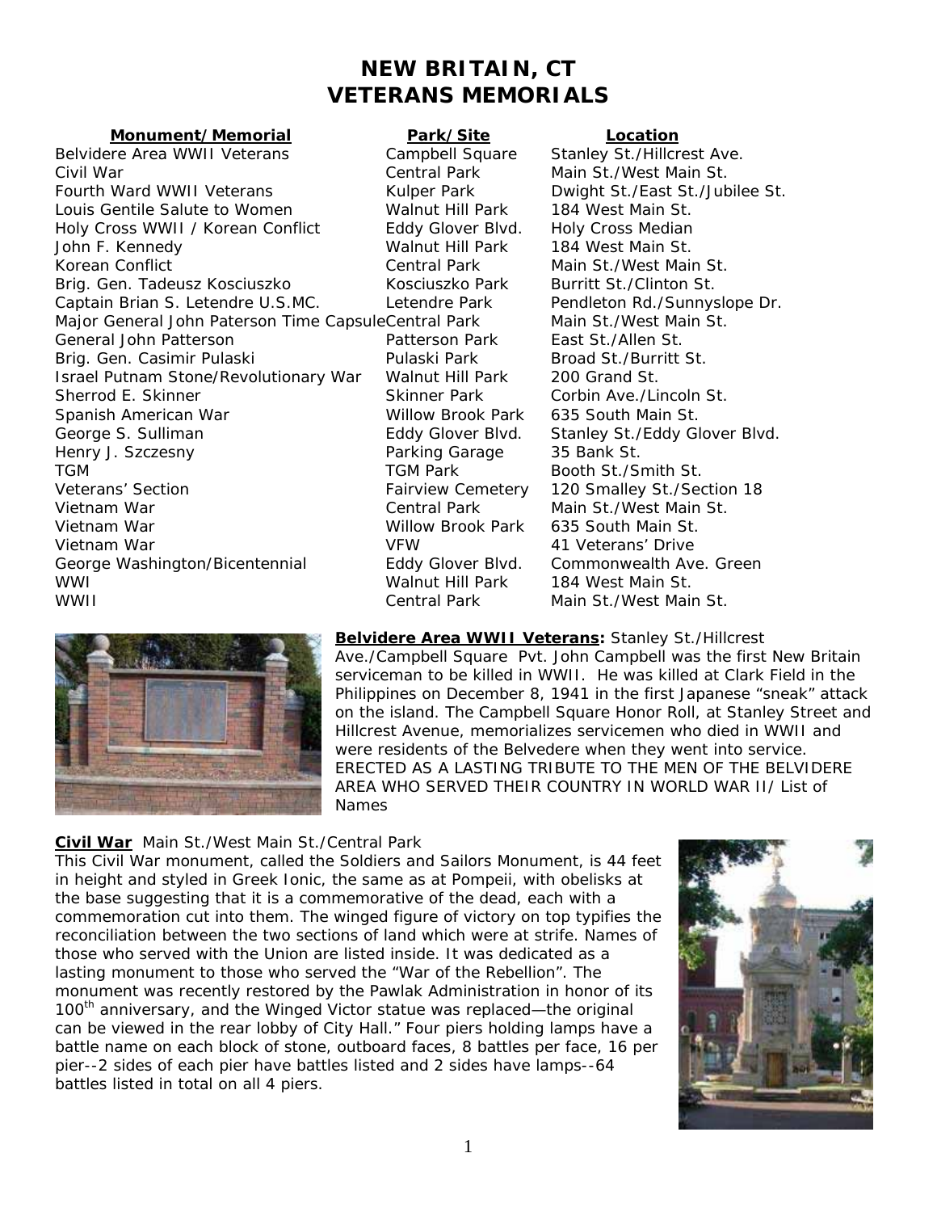# NEW BRITAIN, CT
# VETERANS MEMORIALS

| Monument/Memorial | Park/Site | Location |
|---|---|---|
| Belvidere Area WWII Veterans | Campbell Square | Stanley St./Hillcrest Ave. |
| Civil War | Central Park | Main St./West Main St. |
| Fourth Ward WWII Veterans | Kulper Park | Dwight St./East St./Jubilee St. |
| Louis Gentile Salute to Women | Walnut Hill Park | 184 West Main St. |
| Holy Cross WWII / Korean Conflict | Eddy Glover Blvd. | Holy Cross Median |
| John F. Kennedy | Walnut Hill Park | 184 West Main St. |
| Korean Conflict | Central Park | Main St./West Main St. |
| Brig. Gen. Tadeusz Kosciuszko | Kosciuszko Park | Burritt St./Clinton St. |
| Captain Brian S. Letendre U.S.MC. | Letendre Park | Pendleton Rd./Sunnyslope Dr. |
| Major General John Paterson Time Capsule | Central Park | Main St./West Main St. |
| General John Patterson | Patterson Park | East St./Allen St. |
| Brig. Gen. Casimir Pulaski | Pulaski Park | Broad St./Burritt St. |
| Israel Putnam Stone/Revolutionary War | Walnut Hill Park | 200 Grand St. |
| Sherrod E. Skinner | Skinner Park | Corbin Ave./Lincoln St. |
| Spanish American War | Willow Brook Park | 635 South Main St. |
| George S. Sulliman | Eddy Glover Blvd. | Stanley St./Eddy Glover Blvd. |
| Henry J. Szczesny | Parking Garage | 35 Bank St. |
| TGM | TGM Park | Booth St./Smith St. |
| Veterans' Section | Fairview Cemetery | 120 Smalley St./Section 18 |
| Vietnam War | Central Park | Main St./West Main St. |
| Vietnam War | Willow Brook Park | 635 South Main St. |
| Vietnam War | VFW | 41 Veterans' Drive |
| George Washington/Bicentennial | Eddy Glover Blvd. | Commonwealth Ave. Green |
| WWI | Walnut Hill Park | 184 West Main St. |
| WWII | Central Park | Main St./West Main St. |

**Belvidere Area WWII Veterans:** Stanley St./Hillcrest Ave./Campbell Square Pvt. John Campbell was the first New Britain serviceman to be killed in WWII. He was killed at Clark Field in the Philippines on December 8, 1941 in the first Japanese "sneak" attack on the island. The Campbell Square Honor Roll, at Stanley Street and Hillcrest Avenue, memorializes servicemen who died in WWII and were residents of the Belvedere when they went into service. ERECTED AS A LASTING TRIBUTE TO THE MEN OF THE BELVIDERE AREA WHO SERVED THEIR COUNTRY IN WORLD WAR II/ List of Names

**Civil War** Main St./West Main St./Central Park
This Civil War monument, called the Soldiers and Sailors Monument, is 44 feet in height and styled in Greek Ionic, the same as at Pompeii, with obelisks at the base suggesting that it is a commemorative of the dead, each with a commemoration cut into them. The winged figure of victory on top typifies the reconciliation between the two sections of land which were at strife. Names of those who served with the Union are listed inside. It was dedicated as a lasting monument to those who served the "War of the Rebellion". The monument was recently restored by the Pawlak Administration in honor of its 100th anniversary, and the Winged Victor statue was replaced—the original can be viewed in the rear lobby of City Hall." Four piers holding lamps have a battle name on each block of stone, outboard faces, 8 battles per face, 16 per pier--2 sides of each pier have battles listed and 2 sides have lamps--64 battles listed in total on all 4 piers.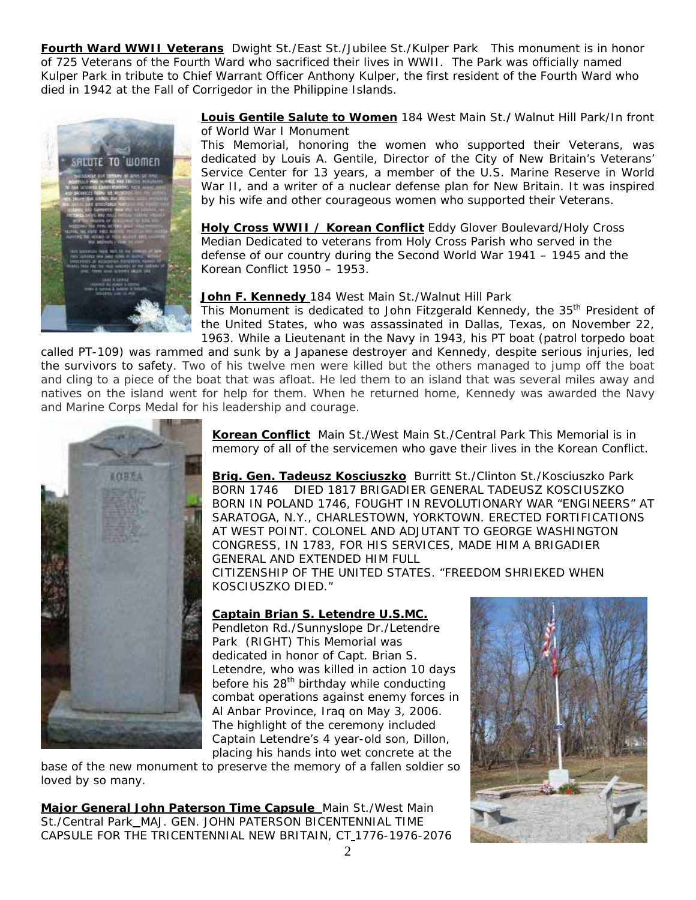**Fourth Ward WWII Veterans** Dwight St./East St./Jubilee St./Kulper Park This monument is in honor of 725 Veterans of the Fourth Ward who sacrificed their lives in WWII. The Park was officially named Kulper Park in tribute to Chief Warrant Officer Anthony Kulper, the first resident of the Fourth Ward who died in 1942 at the Fall of Corrigedor in the Philippine Islands.

**Louis Gentile Salute to Women** 184 West Main St./Walnut Hill Park/In front of World War I Monument
This Memorial, honoring the women who supported their Veterans, was dedicated by Louis A. Gentile, Director of the City of New Britain's Veterans' Service Center for 13 years, a member of the U.S. Marine Reserve in World War II, and a writer of a nuclear defense plan for New Britain. It was inspired by his wife and other courageous women who supported their Veterans.

**Holy Cross WWII / Korean Conflict** Eddy Glover Boulevard/Holy Cross Median Dedicated to veterans from Holy Cross Parish who served in the defense of our country during the Second World War 1941 – 1945 and the Korean Conflict 1950 – 1953.

**John F. Kennedy** 184 West Main St./Walnut Hill Park
This Monument is dedicated to John Fitzgerald Kennedy, the 35th President of the United States, who was assassinated in Dallas, Texas, on November 22, 1963. While a Lieutenant in the Navy in 1943, his PT boat (patrol torpedo boat called PT-109) was rammed and sunk by a Japanese destroyer and Kennedy, despite serious injuries, led the survivors to safety. Two of his twelve men were killed but the others managed to jump off the boat and cling to a piece of the boat that was afloat. He led them to an island that was several miles away and natives on the island went for help for them. When he returned home, Kennedy was awarded the Navy and Marine Corps Medal for his leadership and courage.

**Korean Conflict** Main St./West Main St./Central Park This Memorial is in memory of all of the servicemen who gave their lives in the Korean Conflict.

**Brig. Gen. Tadeusz Kosciuszko** Burritt St./Clinton St./Kosciuszko Park BORN 1746 DIED 1817 BRIGADIER GENERAL TADEUSZ KOSCIUSZKO BORN IN POLAND 1746, FOUGHT IN REVOLUTIONARY WAR "ENGINEERS" AT SARATOGA, N.Y., CHARLESTOWN, YORKTOWN. ERECTED FORTIFICATIONS AT WEST POINT. COLONEL AND ADJUTANT TO GEORGE WASHINGTON CONGRESS, IN 1783, FOR HIS SERVICES, MADE HIM A BRIGADIER GENERAL AND EXTENDED HIM FULL CITIZENSHIP OF THE UNITED STATES. "FREEDOM SHRIEKED WHEN KOSCIUSZKO DIED."

**Captain Brian S. Letendre U.S.MC.**
Pendleton Rd./Sunnyslope Dr./Letendre Park (RIGHT) This Memorial was dedicated in honor of Capt. Brian S. Letendre, who was killed in action 10 days before his 28th birthday while conducting combat operations against enemy forces in Al Anbar Province, Iraq on May 3, 2006. The highlight of the ceremony included Captain Letendre's 4 year-old son, Dillon, placing his hands into wet concrete at the base of the new monument to preserve the memory of a fallen soldier so loved by so many.

**Major General John Paterson Time Capsule** Main St./West Main St./Central Park MAJ. GEN. JOHN PATERSON BICENTENNIAL TIME CAPSULE FOR THE TRICENTENNIAL NEW BRITAIN, CT 1776-1976-2076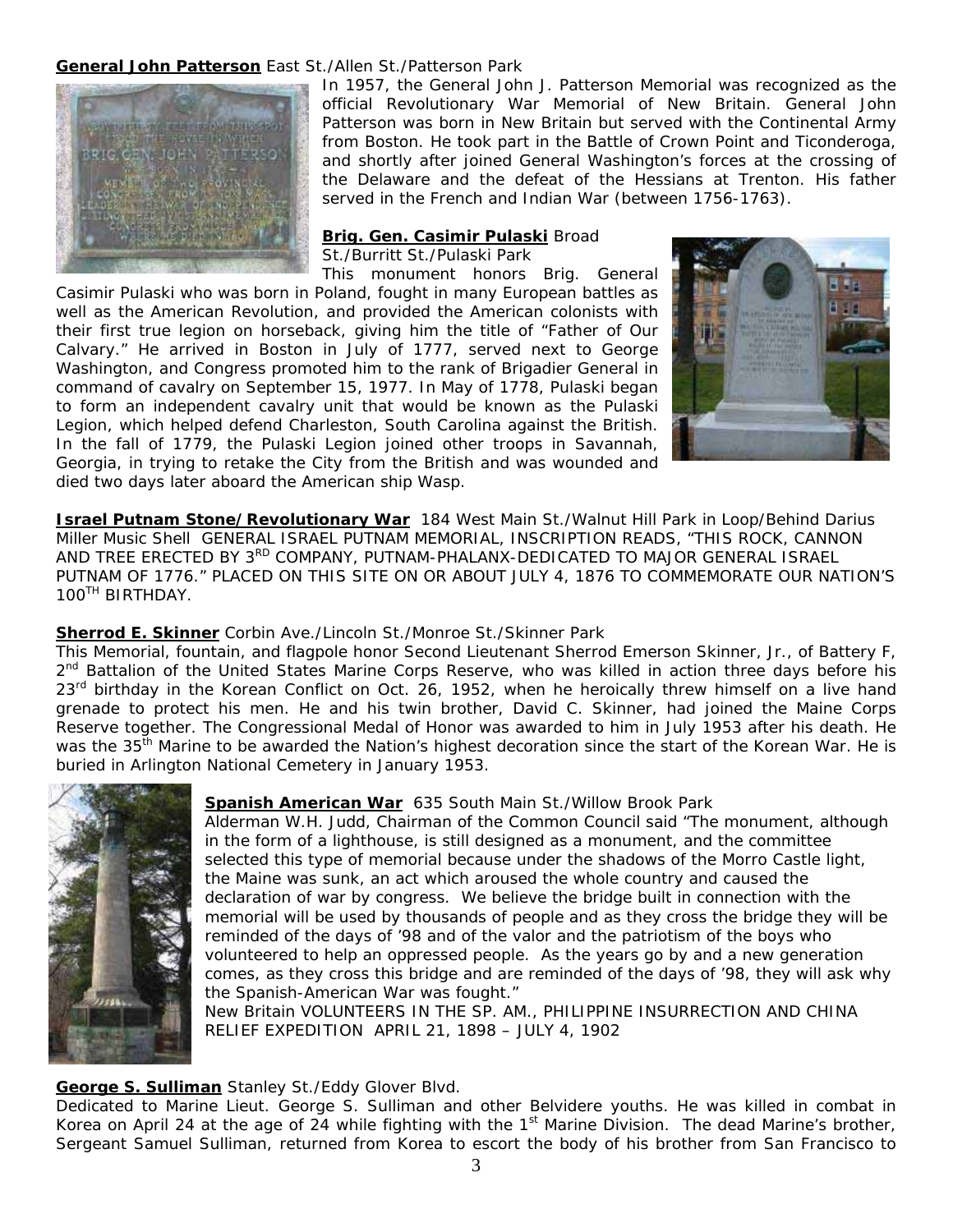**General John Patterson** East St./Allen St./Patterson Park

In 1957, the General John J. Patterson Memorial was recognized as the official Revolutionary War Memorial of New Britain. General John Patterson was born in New Britain but served with the Continental Army from Boston. He took part in the Battle of Crown Point and Ticonderoga, and shortly after joined General Washington's forces at the crossing of the Delaware and the defeat of the Hessians at Trenton. His father served in the French and Indian War (between 1756-1763).

**Brig. Gen. Casimir Pulaski** Broad St./Burritt St./Pulaski Park

This monument honors Brig. General Casimir Pulaski who was born in Poland, fought in many European battles as well as the American Revolution, and provided the American colonists with their first true legion on horseback, giving him the title of "Father of Our Calvary." He arrived in Boston in July of 1777, served next to George Washington, and Congress promoted him to the rank of Brigadier General in command of cavalry on September 15, 1977. In May of 1778, Pulaski began to form an independent cavalry unit that would be known as the Pulaski Legion, which helped defend Charleston, South Carolina against the British. In the fall of 1779, the Pulaski Legion joined other troops in Savannah, Georgia, in trying to retake the City from the British and was wounded and died two days later aboard the American ship Wasp.

**Israel Putnam Stone/Revolutionary War** 184 West Main St./Walnut Hill Park in Loop/Behind Darius Miller Music Shell GENERAL ISRAEL PUTNAM MEMORIAL, INSCRIPTION READS, "THIS ROCK, CANNON AND TREE ERECTED BY 3RD COMPANY, PUTNAM-PHALANX-DEDICATED TO MAJOR GENERAL ISRAEL PUTNAM OF 1776." PLACED ON THIS SITE ON OR ABOUT JULY 4, 1876 TO COMMEMORATE OUR NATION'S 100TH BIRTHDAY.

**Sherrod E. Skinner** Corbin Ave./Lincoln St./Monroe St./Skinner Park

This Memorial, fountain, and flagpole honor Second Lieutenant Sherrod Emerson Skinner, Jr., of Battery F, 2nd Battalion of the United States Marine Corps Reserve, who was killed in action three days before his 23rd birthday in the Korean Conflict on Oct. 26, 1952, when he heroically threw himself on a live hand grenade to protect his men. He and his twin brother, David C. Skinner, had joined the Maine Corps Reserve together. The Congressional Medal of Honor was awarded to him in July 1953 after his death. He was the 35th Marine to be awarded the Nation's highest decoration since the start of the Korean War. He is buried in Arlington National Cemetery in January 1953.

**Spanish American War** 635 South Main St./Willow Brook Park

Alderman W.H. Judd, Chairman of the Common Council said "The monument, although in the form of a lighthouse, is still designed as a monument, and the committee selected this type of memorial because under the shadows of the Morro Castle light, the Maine was sunk, an act which aroused the whole country and caused the declaration of war by congress. We believe the bridge built in connection with the memorial will be used by thousands of people and as they cross the bridge they will be reminded of the days of '98 and of the valor and the patriotism of the boys who volunteered to help an oppressed people. As the years go by and a new generation comes, as they cross this bridge and are reminded of the days of '98, they will ask why the Spanish-American War was fought."

New Britain VOLUNTEERS IN THE SP. AM., PHILIPPINE INSURRECTION AND CHINA RELIEF EXPEDITION APRIL 21, 1898 – JULY 4, 1902

**George S. Sulliman** Stanley St./Eddy Glover Blvd.

Dedicated to Marine Lieut. George S. Sulliman and other Belvidere youths. He was killed in combat in Korea on April 24 at the age of 24 while fighting with the 1st Marine Division. The dead Marine's brother, Sergeant Samuel Sulliman, returned from Korea to escort the body of his brother from San Francisco to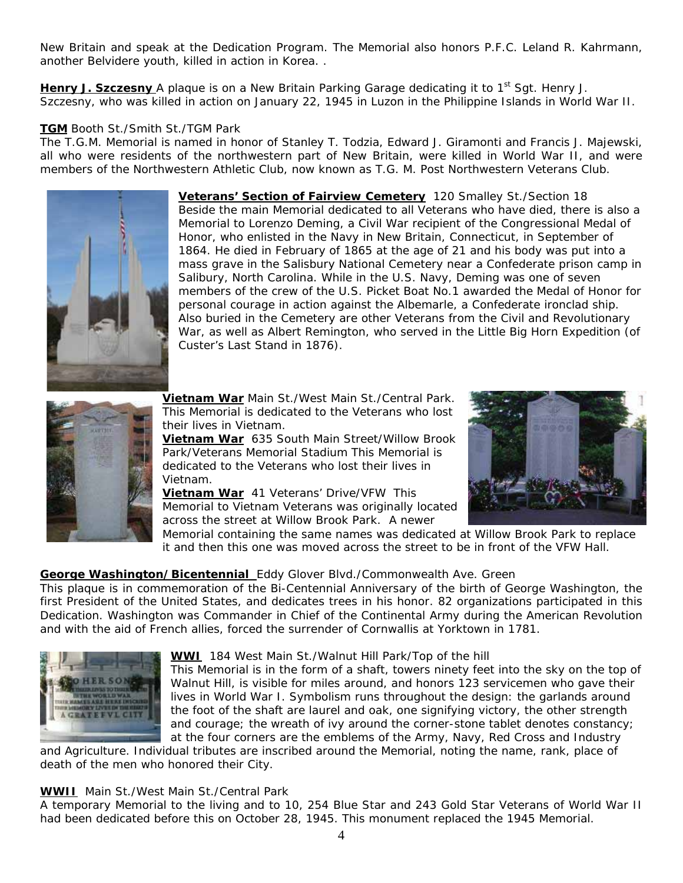New Britain and speak at the Dedication Program. The Memorial also honors P.F.C. Leland R. Kahrmann, another Belvidere youth, killed in action in Korea. .

**Henry J. Szczesny** A plaque is on a New Britain Parking Garage dedicating it to 1st Sgt. Henry J. Szczesny, who was killed in action on January 22, 1945 in Luzon in the Philippine Islands in World War II.

**TGM** Booth St./Smith St./TGM Park
The T.G.M. Memorial is named in honor of Stanley T. Todzia, Edward J. Giramonti and Francis J. Majewski, all who were residents of the northwestern part of New Britain, were killed in World War II, and were members of the Northwestern Athletic Club, now known as T.G. M. Post Northwestern Veterans Club.

**Veterans' Section of Fairview Cemetery** 120 Smalley St./Section 18
Beside the main Memorial dedicated to all Veterans who have died, there is also a Memorial to Lorenzo Deming, a Civil War recipient of the Congressional Medal of Honor, who enlisted in the Navy in New Britain, Connecticut, in September of 1864. He died in February of 1865 at the age of 21 and his body was put into a mass grave in the Salisbury National Cemetery near a Confederate prison camp in Salibury, North Carolina. While in the U.S. Navy, Deming was one of seven members of the crew of the U.S. Picket Boat No.1 awarded the Medal of Honor for personal courage in action against the Albemarle, a Confederate ironclad ship. Also buried in the Cemetery are other Veterans from the Civil and Revolutionary War, as well as Albert Remington, who served in the Little Big Horn Expedition (of Custer's Last Stand in 1876).

**Vietnam War** Main St./West Main St./Central Park. This Memorial is dedicated to the Veterans who lost their lives in Vietnam.

**Vietnam War** 635 South Main Street/Willow Brook Park/Veterans Memorial Stadium This Memorial is dedicated to the Veterans who lost their lives in Vietnam.

**Vietnam War** 41 Veterans' Drive/VFW This Memorial to Vietnam Veterans was originally located across the street at Willow Brook Park. A newer Memorial containing the same names was dedicated at Willow Brook Park to replace it and then this one was moved across the street to be in front of the VFW Hall.

**George Washington/Bicentennial** Eddy Glover Blvd./Commonwealth Ave. Green
This plaque is in commemoration of the Bi-Centennial Anniversary of the birth of George Washington, the first President of the United States, and dedicates trees in his honor. 82 organizations participated in this Dedication. Washington was Commander in Chief of the Continental Army during the American Revolution and with the aid of French allies, forced the surrender of Cornwallis at Yorktown in 1781.

**WWI** 184 West Main St./Walnut Hill Park/Top of the hill
This Memorial is in the form of a shaft, towers ninety feet into the sky on the top of Walnut Hill, is visible for miles around, and honors 123 servicemen who gave their lives in World War I. Symbolism runs throughout the design: the garlands around the foot of the shaft are laurel and oak, one signifying victory, the other strength and courage; the wreath of ivy around the corner-stone tablet denotes constancy; at the four corners are the emblems of the Army, Navy, Red Cross and Industry and Agriculture. Individual tributes are inscribed around the Memorial, noting the name, rank, place of death of the men who honored their City.

**WWII** Main St./West Main St./Central Park
A temporary Memorial to the living and to 10, 254 Blue Star and 243 Gold Star Veterans of World War II had been dedicated before this on October 28, 1945. This monument replaced the 1945 Memorial.